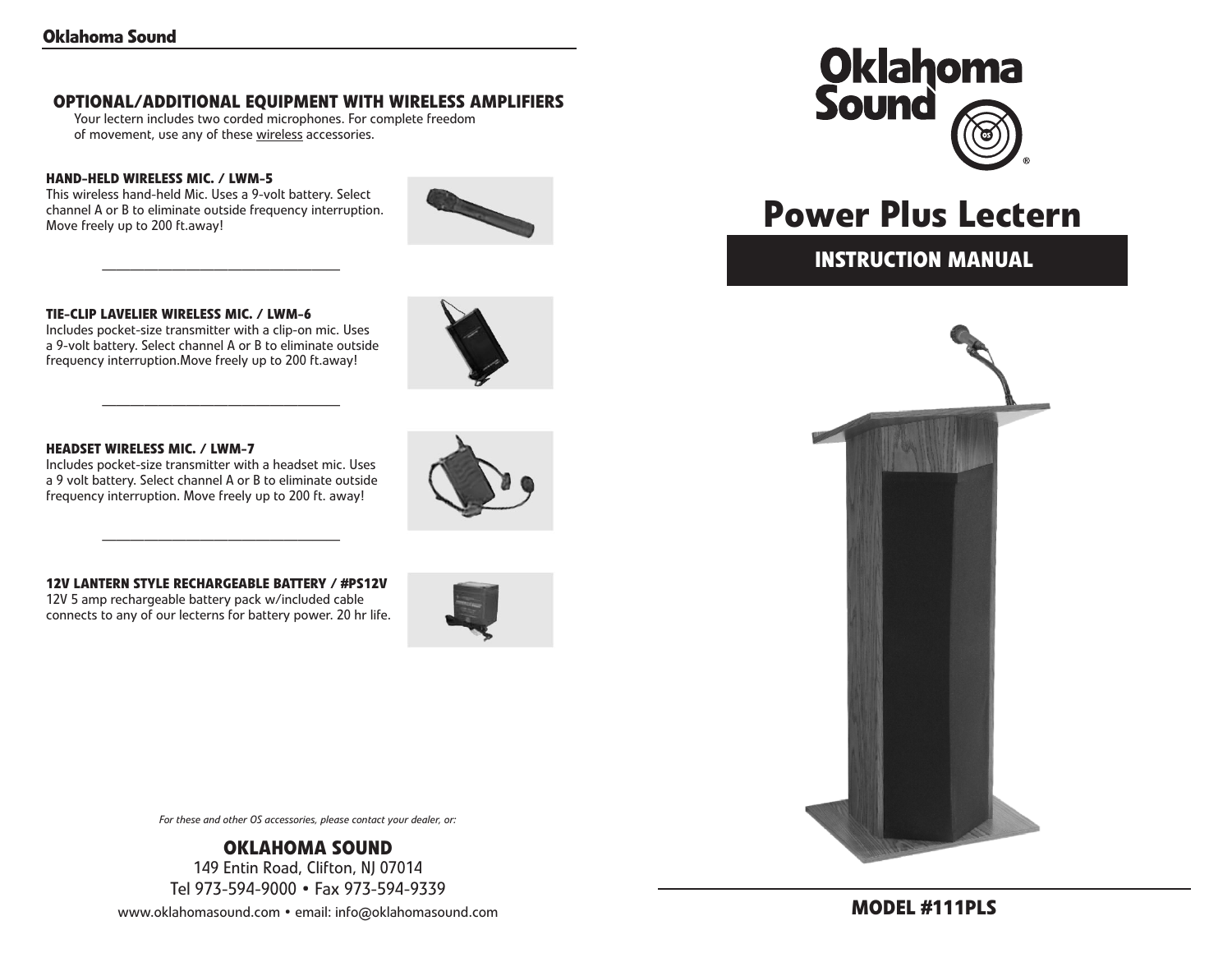## OPTIONAL/ADDITIONAL EQUIPMENT WITH WIRELESS AMPLIFIERS

Your lectern includes two corded microphones. For complete freedom of movement, use any of these wireless accessories.

### HAND-HELD WIRELESS MIC. / LWM-5

This wireless hand-held Mic. Uses a 9-volt battery. Select channel A or B to eliminate outside frequency interruption. Move freely up to 200 ft.away!

### TIE-CLIP LAVELIER WIRELESS MIC. / LWM-6

Includes pocket-size transmitter with a clip-on mic. Uses a 9-volt battery. Select channel A or B to eliminate outside frequency interruption.Move freely up to 200 ft.away!

### HEADSET WIRELESS MIC. / LWM-7

Includes pocket-size transmitter with a headset mic. Uses a 9 volt battery. Select channel A or B to eliminate outside frequency interruption. Move freely up to 200 ft. away!

### 12V LANTERN STYLE RECHARGEABLE BATTERY / #PS12V

12V 5 amp rechargeable battery pack w/included cable connects to any of our lecterns for battery power. 20 hr life.

*For these and other OS accessories, please contact your dealer, or:*

**OKLAHOMA SOUND**
149 Entin Road, Clifton, NJ 07014
Tel 973-594-9000 • Fax 973-594-9339
www.oklahomasound.com • email: info@oklahomasound.com

# Oklahoma Sound

# Power Plus Lectern

## INSTRUCTION MANUAL

**MODEL #111PLS**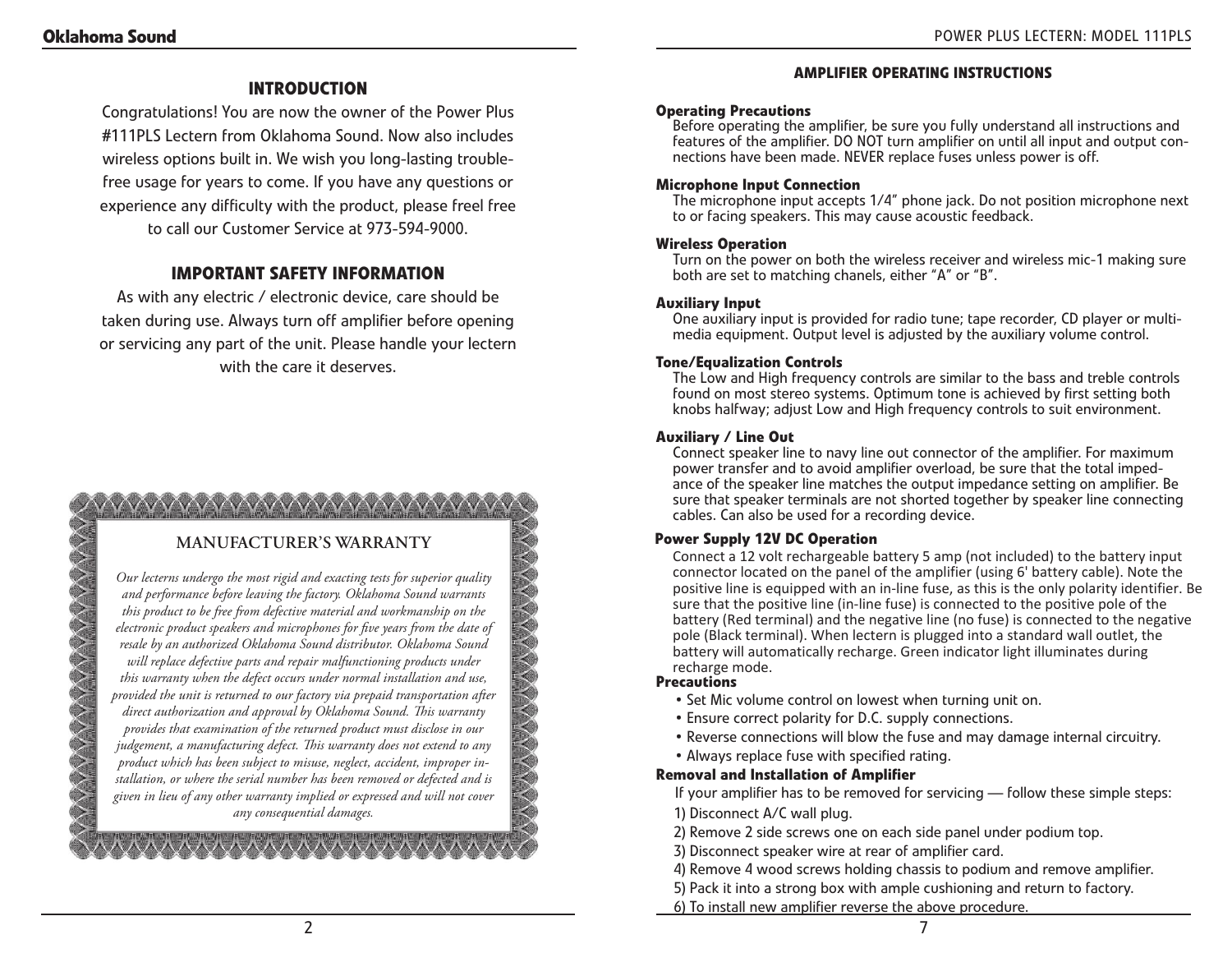## INTRODUCTION

Congratulations! You are now the owner of the Power Plus #111PLS Lectern from Oklahoma Sound. Now also includes wireless options built in. We wish you long-lasting trouble-free usage for years to come. If you have any questions or experience any difficulty with the product, please freel free to call our Customer Service at 973-594-9000.

## IMPORTANT SAFETY INFORMATION

As with any electric / electronic device, care should be taken during use. Always turn off amplifier before opening or servicing any part of the unit. Please handle your lectern with the care it deserves.

### MANUFACTURER'S WARRANTY

*Our lecterns undergo the most rigid and exacting tests for superior quality and performance before leaving the factory. Oklahoma Sound warrants this product to be free from defective material and workmanship on the electronic product speakers and microphones for five years from the date of resale by an authorized Oklahoma Sound distributor. Oklahoma Sound will replace defective parts and repair malfunctioning products under this warranty when the defect occurs under normal installation and use, provided the unit is returned to our factory via prepaid transportation after direct authorization and approval by Oklahoma Sound. This warranty provides that examination of the returned product must disclose in our judgement, a manufacturing defect. This warranty does not extend to any product which has been subject to misuse, neglect, accident, improper installation, or where the serial number has been removed or defected and is given in lieu of any other warranty implied or expressed and will not cover any consequential damages.*

## AMPLIFIER OPERATING INSTRUCTIONS

**Operating Precautions**

Before operating the amplifier, be sure you fully understand all instructions and features of the amplifier. DO NOT turn amplifier on until all input and output connections have been made. NEVER replace fuses unless power is off.

**Microphone Input Connection**

The microphone input accepts 1/4" phone jack. Do not position microphone next to or facing speakers. This may cause acoustic feedback.

**Wireless Operation**

Turn on the power on both the wireless receiver and wireless mic-1 making sure both are set to matching chanels, either "A" or "B".

**Auxiliary Input**

One auxiliary input is provided for radio tune; tape recorder, CD player or multi-media equipment. Output level is adjusted by the auxiliary volume control.

**Tone/Equalization Controls**

The Low and High frequency controls are similar to the bass and treble controls found on most stereo systems. Optimum tone is achieved by first setting both knobs halfway; adjust Low and High frequency controls to suit environment.

**Auxiliary / Line Out**

Connect speaker line to navy line out connector of the amplifier. For maximum power transfer and to avoid amplifier overload, be sure that the total impedance of the speaker line matches the output impedance setting on amplifier. Be sure that speaker terminals are not shorted together by speaker line connecting cables. Can also be used for a recording device.

**Power Supply 12V DC Operation**

Connect a 12 volt rechargeable battery 5 amp (not included) to the battery input connector located on the panel of the amplifier (using 6' battery cable). Note the positive line is equipped with an in-line fuse, as this is the only polarity identifier. Be sure that the positive line (in-line fuse) is connected to the positive pole of the battery (Red terminal) and the negative line (no fuse) is connected to the negative pole (Black terminal). When lectern is plugged into a standard wall outlet, the battery will automatically recharge. Green indicator light illuminates during recharge mode.

**Precautions**

- Set Mic volume control on lowest when turning unit on.
- Ensure correct polarity for D.C. supply connections.
- Reverse connections will blow the fuse and may damage internal circuitry.
- Always replace fuse with specified rating.

**Removal and Installation of Amplifier**

If your amplifier has to be removed for servicing — follow these simple steps:

1) Disconnect A/C wall plug.
2) Remove 2 side screws one on each side panel under podium top.
3) Disconnect speaker wire at rear of amplifier card.
4) Remove 4 wood screws holding chassis to podium and remove amplifier.
5) Pack it into a strong box with ample cushioning and return to factory.
6) To install new amplifier reverse the above procedure.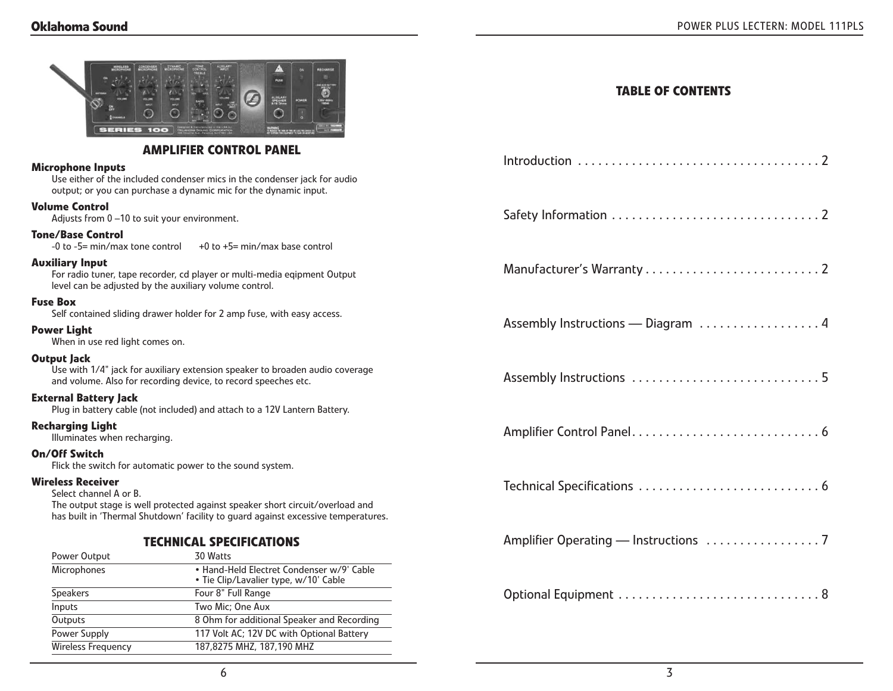## AMPLIFIER CONTROL PANEL

**Microphone Inputs**
Use either of the included condenser mics in the condenser jack for audio output; or you can purchase a dynamic mic for the dynamic input.

**Volume Control**
Adjusts from 0 –10 to suit your environment.

**Tone/Base Control**
-0 to -5= min/max tone control    +0 to +5= min/max base control

**Auxiliary Input**
For radio tuner, tape recorder, cd player or multi-media eqipment Output level can be adjusted by the auxiliary volume control.

**Fuse Box**
Self contained sliding drawer holder for 2 amp fuse, with easy access.

**Power Light**
When in use red light comes on.

**Output Jack**
Use with 1/4" jack for auxiliary extension speaker to broaden audio coverage and volume. Also for recording device, to record speeches etc.

**External Battery Jack**
Plug in battery cable (not included) and attach to a 12V Lantern Battery.

**Recharging Light**
Illuminates when recharging.

**On/Off Switch**
Flick the switch for automatic power to the sound system.

**Wireless Receiver**
Select channel A or B.
The output stage is well protected against speaker short circuit/overload and has built in 'Thermal Shutdown' facility to guard against excessive temperatures.

## TECHNICAL SPECIFICATIONS

| | |
|---|---|
| Power Output | 30 Watts |
| Microphones | • Hand-Held Electret Condenser w/9' Cable • Tie Clip/Lavalier type, w/10' Cable |
| Speakers | Four 8" Full Range |
| Inputs | Two Mic; One Aux |
| Outputs | 8 Ohm for additional Speaker and Recording |
| Power Supply | 117 Volt AC; 12V DC with Optional Battery |
| Wireless Frequency | 187,8275 MHZ, 187,190 MHZ |

## TABLE OF CONTENTS

Introduction . . . . . . . . . . . . . . . . . . . . . . . . . . . . . . . . . . . . 2

Safety Information . . . . . . . . . . . . . . . . . . . . . . . . . . . . . . . 2

Manufacturer's Warranty . . . . . . . . . . . . . . . . . . . . . . . . . . 2

Assembly Instructions — Diagram . . . . . . . . . . . . . . . . . . 4

Assembly Instructions . . . . . . . . . . . . . . . . . . . . . . . . . . . . 5

Amplifier Control Panel . . . . . . . . . . . . . . . . . . . . . . . . . . . . 6

Technical Specifications . . . . . . . . . . . . . . . . . . . . . . . . . . . 6

Amplifier Operating — Instructions . . . . . . . . . . . . . . . . . 7

Optional Equipment . . . . . . . . . . . . . . . . . . . . . . . . . . . . . . 8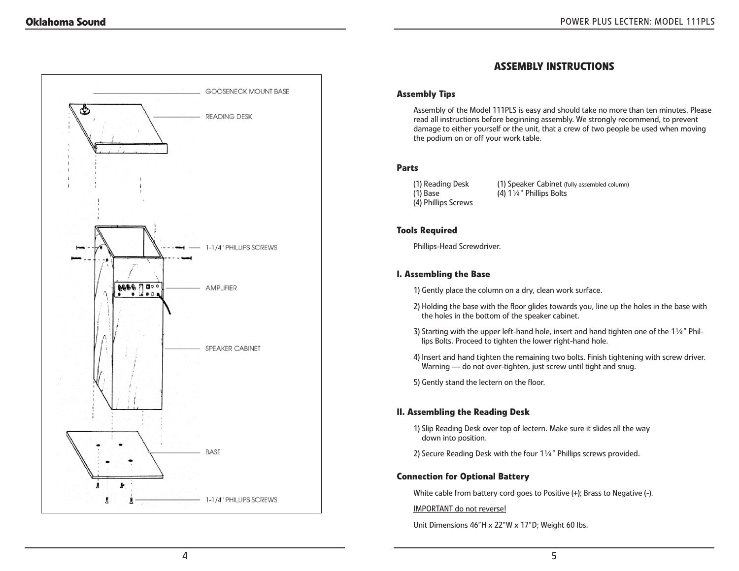GOOSENECK MOUNT BASE

READING DESK

1-1/4" PHILLIPS SCREWS

AMPLIFIER

SPEAKER CABINET

BASE

1-1/4" PHILLIPS SCREWS

# ASSEMBLY INSTRUCTIONS

### Assembly Tips

Assembly of the Model 111PLS is easy and should take no more than ten minutes. Please read all instructions before beginning assembly. We strongly recommend, to prevent damage to either yourself or the unit, that a crew of two people be used when moving the podium on or off your work table.

### Parts

(1) Reading Desk
(1) Base
(4) Phillips Screws
(1) Speaker Cabinet (fully assembled column)
(4) 1¼" Phillips Bolts

### Tools Required

Phillips-Head Screwdriver.

### I. Assembling the Base

1) Gently place the column on a dry, clean work surface.

2) Holding the base with the floor glides towards you, line up the holes in the base with the holes in the bottom of the speaker cabinet.

3) Starting with the upper left-hand hole, insert and hand tighten one of the 1¼" Phillips Bolts. Proceed to tighten the lower right-hand hole.

4) Insert and hand tighten the remaining two bolts. Finish tightening with screw driver. Warning — do not over-tighten, just screw until tight and snug.

5) Gently stand the lectern on the floor.

### II. Assembling the Reading Desk

1) Slip Reading Desk over top of lectern. Make sure it slides all the way down into position.

2) Secure Reading Desk with the four 1¼" Phillips screws provided.

### Connection for Optional Battery

White cable from battery cord goes to Positive (+); Brass to Negative (-).

IMPORTANT do not reverse!

Unit Dimensions 46"H x 22"W x 17"D; Weight 60 lbs.